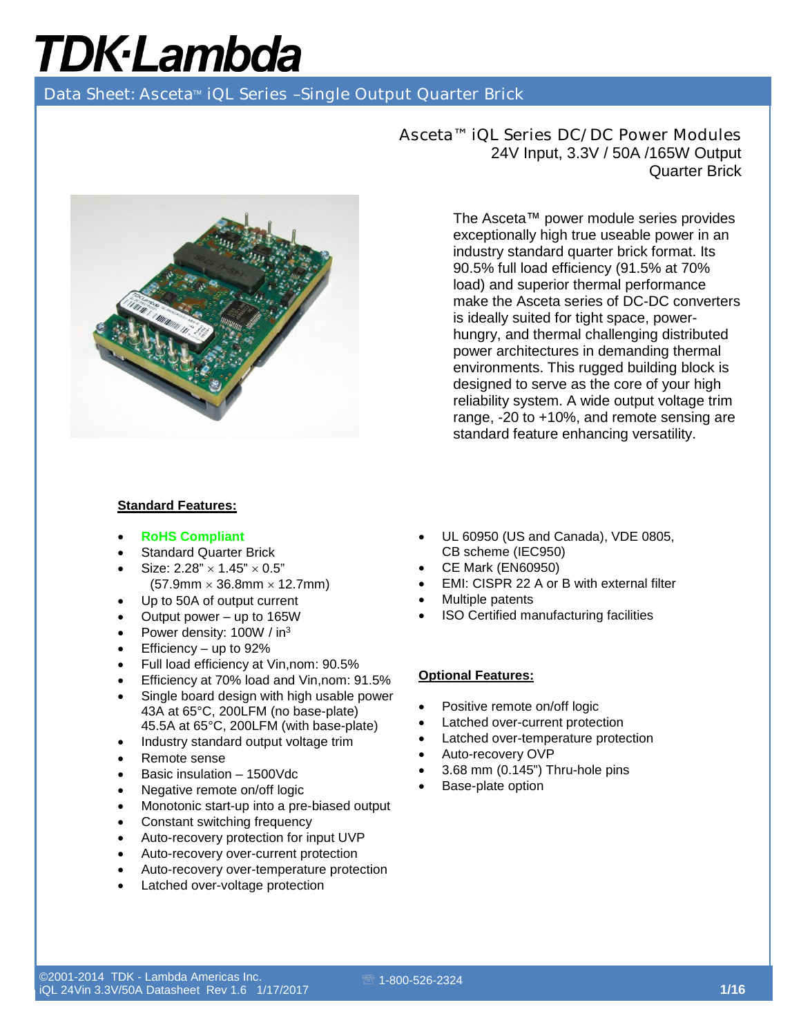# TDK·Lambda

Data Sheet: Asceta™ iQL Series –Single Output Quarter Brick

## Asceta™ iQL Series DC/DC Power Modules
24V Input, 3.3V / 50A /165W Output
Quarter Brick

The Asceta™ power module series provides exceptionally high true useable power in an industry standard quarter brick format. Its 90.5% full load efficiency (91.5% at 70% load) and superior thermal performance make the Asceta series of DC-DC converters is ideally suited for tight space, power-hungry, and thermal challenging distributed power architectures in demanding thermal environments. This rugged building block is designed to serve as the core of your high reliability system. A wide output voltage trim range, -20 to +10%, and remote sensing are standard feature enhancing versatility.

**Standard Features:**

- **RoHS Compliant**
- Standard Quarter Brick
- Size: 2.28" × 1.45" × 0.5"
  (57.9mm × 36.8mm × 12.7mm)
- Up to 50A of output current
- Output power – up to 165W
- Power density: 100W / in$^3$
- Efficiency – up to 92%
- Full load efficiency at Vin,nom: 90.5%
- Efficiency at 70% load and Vin,nom: 91.5%
- Single board design with high usable power
  43A at 65°C, 200LFM (no base-plate)
  45.5A at 65°C, 200LFM (with base-plate)
- Industry standard output voltage trim
- Remote sense
- Basic insulation – 1500Vdc
- Negative remote on/off logic
- Monotonic start-up into a pre-biased output
- Constant switching frequency
- Auto-recovery protection for input UVP
- Auto-recovery over-current protection
- Auto-recovery over-temperature protection
- Latched over-voltage protection
- UL 60950 (US and Canada), VDE 0805, CB scheme (IEC950)
- CE Mark (EN60950)
- EMI: CISPR 22 A or B with external filter
- Multiple patents
- ISO Certified manufacturing facilities

**Optional Features:**

- Positive remote on/off logic
- Latched over-current protection
- Latched over-temperature protection
- Auto-recovery OVP
- 3.68 mm (0.145") Thru-hole pins
- Base-plate option

©2001-2014 TDK - Lambda Americas Inc.
iQL 24Vin 3.3V/50A Datasheet Rev 1.6 1/17/2017
☏ 1-800-526-2324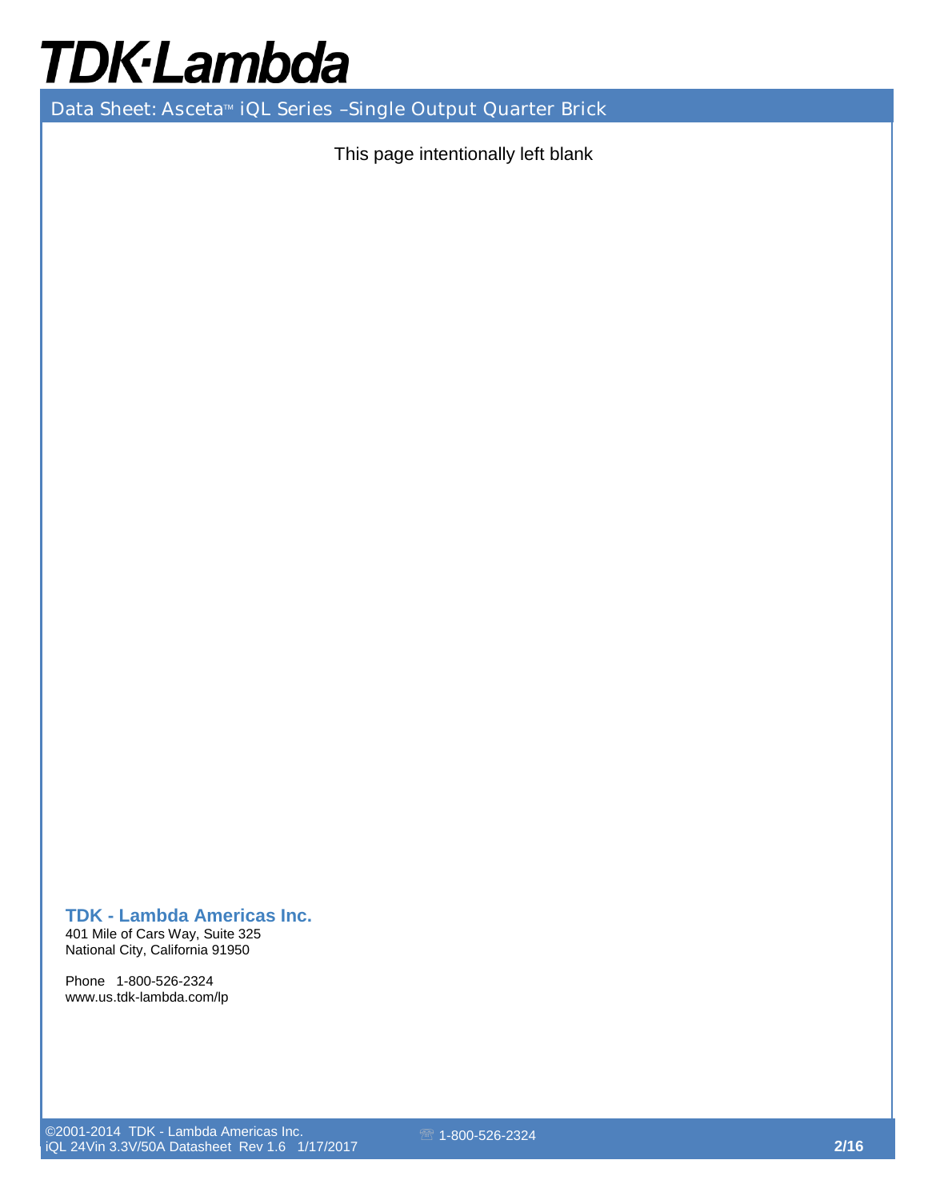This page intentionally left blank

**TDK - Lambda Americas Inc.**
401 Mile of Cars Way, Suite 325
National City, California 91950

Phone 1-800-526-2324
www.us.tdk-lambda.com/lp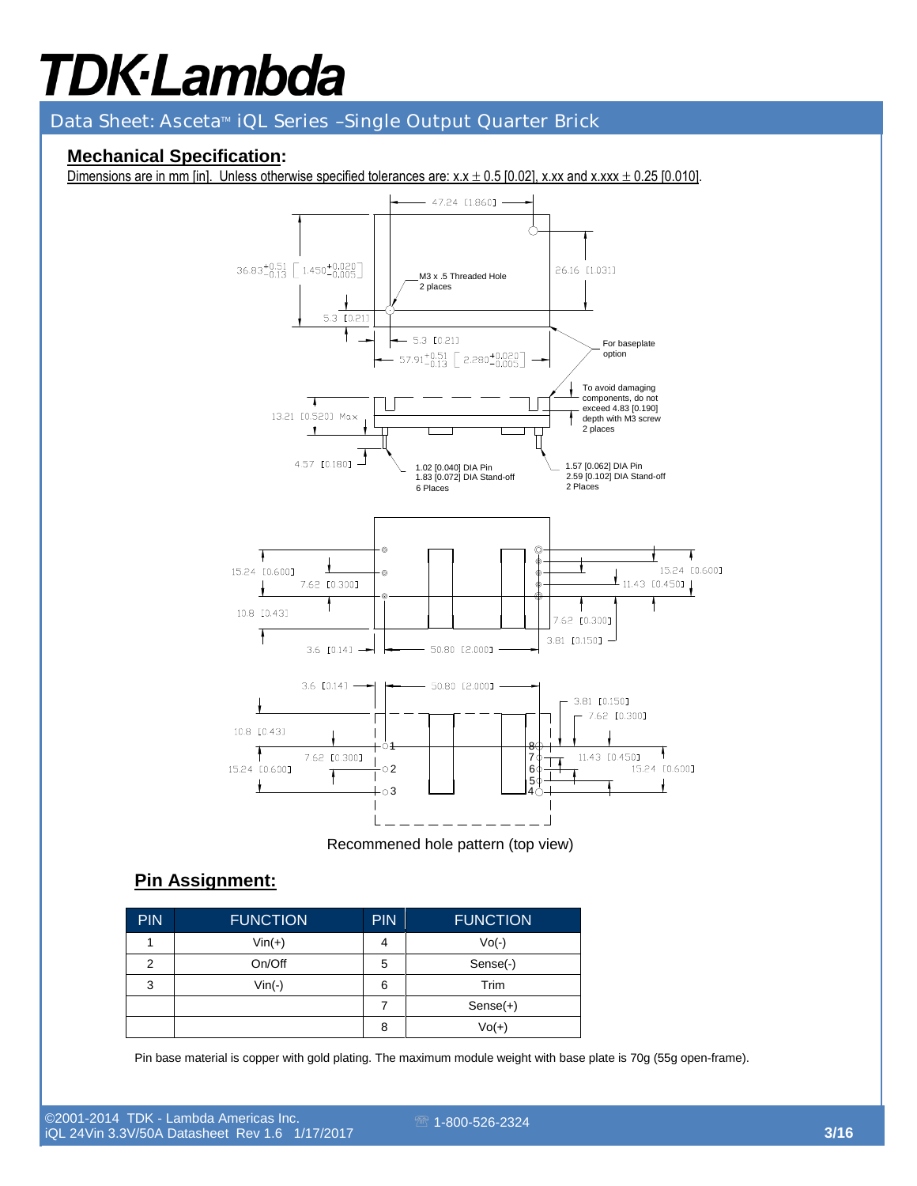## Mechanical Specification:

Dimensions are in mm [in]. Unless otherwise specified tolerances are: x.x ± 0.5 [0.02], x.xx and x.xxx ± 0.25 [0.010].

47.24 [1.860]

$36.83^{+0.51}_{-0.13}$ $\left[1.450^{+0.020}_{-0.005}\right]$

M3 x .5 Threaded Hole 2 places

26.16 [1.031]

5.3 [0.21]

5.3 [0.21]

$57.91^{+0.51}_{-0.13}$ $\left[2.280^{+0.020}_{-0.005}\right]$

For baseplate option

To avoid damaging components, do not exceed 4.83 [0.190] depth with M3 screw 2 places

13.21 [0.520] Max

4.57 [0.180]

1.02 [0.040] DIA Pin 1.83 [0.072] DIA Stand-off 6 Places

1.57 [0.062] DIA Pin 2.59 [0.102] DIA Stand-off 2 Places

15.24 [0.600] 7.62 [0.300] 10.8 [0.43] 3.6 [0.14] 50.80 [2.000] 15.24 [0.600] 11.43 [0.450] 7.62 [0.300] 3.81 [0.150]

3.6 [0.14] 50.80 [2.000] 3.81 [0.150] 7.62 [0.300] 10.8 [0.43] 7.62 [0.300] 15.24 [0.600] 11.43 [0.450] 15.24 [0.600]

Recommened hole pattern (top view)

## Pin Assignment:

| PIN | FUNCTION | PIN | FUNCTION |
|---|---|---|---|
| 1 | Vin(+) | 4 | Vo(-) |
| 2 | On/Off | 5 | Sense(-) |
| 3 | Vin(-) | 6 | Trim |
| | | 7 | Sense(+) |
| | | 8 | Vo(+) |

Pin base material is copper with gold plating. The maximum module weight with base plate is 70g (55g open-frame).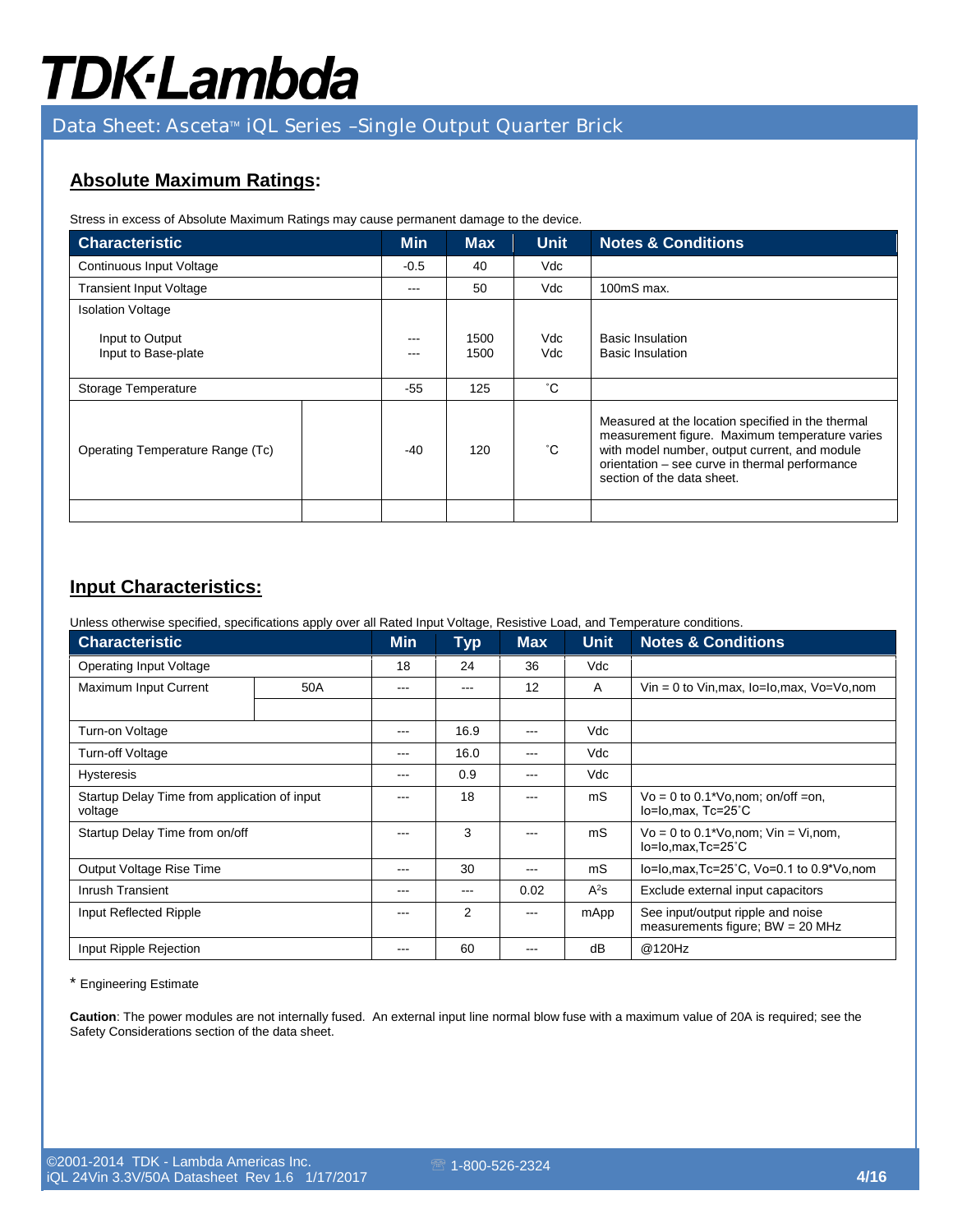## Absolute Maximum Ratings:

Stress in excess of Absolute Maximum Ratings may cause permanent damage to the device.

| Characteristic | | Min | Max | Unit | Notes & Conditions |
|---|---|---|---|---|---|
| Continuous Input Voltage | | -0.5 | 40 | Vdc | |
| Transient Input Voltage | | --- | 50 | Vdc | 100mS max. |
| Isolation Voltage<br><br>Input to Output<br>Input to Base-plate | | ---<br>--- | 1500<br>1500 | Vdc<br>Vdc | Basic Insulation<br>Basic Insulation |
| Storage Temperature | | -55 | 125 | ˚C | |
| Operating Temperature Range (Tc) | | -40 | 120 | ˚C | Measured at the location specified in the thermal measurement figure. Maximum temperature varies with model number, output current, and module orientation – see curve in thermal performance section of the data sheet. |
| | | | | | |

## Input Characteristics:

Unless otherwise specified, specifications apply over all Rated Input Voltage, Resistive Load, and Temperature conditions.

| Characteristic | | Min | Typ | Max | Unit | Notes & Conditions |
|---|---|---|---|---|---|---|
| Operating Input Voltage | | 18 | 24 | 36 | Vdc | |
| Maximum Input Current | 50A | --- | --- | 12 | A | Vin = 0 to Vin,max, Io=Io,max, Vo=Vo,nom |
| | | | | | | |
| Turn-on Voltage | | --- | 16.9 | --- | Vdc | |
| Turn-off Voltage | | --- | 16.0 | --- | Vdc | |
| Hysteresis | | --- | 0.9 | --- | Vdc | |
| Startup Delay Time from application of input voltage | | --- | 18 | --- | mS | Vo = 0 to 0.1*Vo,nom; on/off =on, Io=Io,max, Tc=25˚C |
| Startup Delay Time from on/off | | --- | 3 | --- | mS | Vo = 0 to 0.1*Vo,nom; Vin = Vi,nom, Io=Io,max,Tc=25˚C |
| Output Voltage Rise Time | | --- | 30 | --- | mS | Io=Io,max,Tc=25˚C, Vo=0.1 to 0.9*Vo,nom |
| Inrush Transient | | --- | --- | 0.02 | $A^2s$ | Exclude external input capacitors |
| Input Reflected Ripple | | --- | 2 | --- | mApp | See input/output ripple and noise measurements figure; BW = 20 MHz |
| Input Ripple Rejection | | --- | 60 | --- | dB | @120Hz |

\* Engineering Estimate

**Caution**: The power modules are not internally fused. An external input line normal blow fuse with a maximum value of 20A is required; see the Safety Considerations section of the data sheet.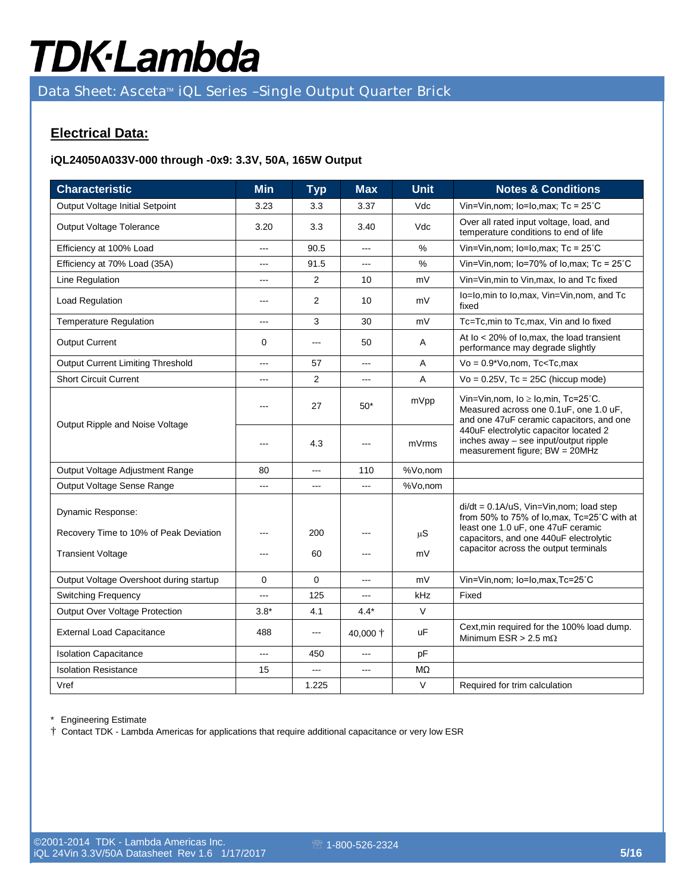## Electrical Data:

**iQL24050A033V-000 through -0x9: 3.3V, 50A, 165W Output**

| Characteristic | Min | Typ | Max | Unit | Notes & Conditions |
|---|---|---|---|---|---|
| Output Voltage Initial Setpoint | 3.23 | 3.3 | 3.37 | Vdc | Vin=Vin,nom; Io=Io,max; Tc = 25˚C |
| Output Voltage Tolerance | 3.20 | 3.3 | 3.40 | Vdc | Over all rated input voltage, load, and temperature conditions to end of life |
| Efficiency at 100% Load | --- | 90.5 | --- | % | Vin=Vin,nom; Io=Io,max; Tc = 25˚C |
| Efficiency at 70% Load (35A) | --- | 91.5 | --- | % | Vin=Vin,nom; Io=70% of Io,max; Tc = 25˚C |
| Line Regulation | --- | 2 | 10 | mV | Vin=Vin,min to Vin,max, Io and Tc fixed |
| Load Regulation | --- | 2 | 10 | mV | Io=Io,min to Io,max, Vin=Vin,nom, and Tc fixed |
| Temperature Regulation | --- | 3 | 30 | mV | Tc=Tc,min to Tc,max, Vin and Io fixed |
| Output Current | 0 | --- | 50 | A | At Io < 20% of Io,max, the load transient performance may degrade slightly |
| Output Current Limiting Threshold | --- | 57 | --- | A | Vo = 0.9*Vo,nom, Tc<Tc,max |
| Short Circuit Current | --- | 2 | --- | A | Vo = 0.25V, Tc = 25C (hiccup mode) |
| Output Ripple and Noise Voltage | --- | 27 | 50* | mVpp | Vin=Vin,nom, Io ≥ Io,min, Tc=25˚C. Measured across one 0.1uF, one 1.0 uF, and one 47uF ceramic capacitors, and one 440uF electrolytic capacitor located 2 inches away – see input/output ripple measurement figure; BW = 20MHz |
| | --- | 4.3 | --- | mVrms | |
| Output Voltage Adjustment Range | 80 | --- | 110 | %Vo,nom | |
| Output Voltage Sense Range | --- | --- | --- | %Vo,nom | |
| Dynamic Response: | | | | | di/dt = 0.1A/uS, Vin=Vin,nom; load step from 50% to 75% of Io,max, Tc=25˚C with at least one 1.0 uF, one 47uF ceramic capacitors, and one 440uF electrolytic capacitor across the output terminals |
| Recovery Time to 10% of Peak Deviation | --- | 200 | --- | µS | |
| Transient Voltage | --- | 60 | --- | mV | |
| Output Voltage Overshoot during startup | 0 | 0 | --- | mV | Vin=Vin,nom; Io=Io,max,Tc=25˚C |
| Switching Frequency | --- | 125 | --- | kHz | Fixed |
| Output Over Voltage Protection | 3.8* | 4.1 | 4.4* | V | |
| External Load Capacitance | 488 | --- | 40,000 † | uF | Cext,min required for the 100% load dump. Minimum ESR > 2.5 mΩ |
| Isolation Capacitance | --- | 450 | --- | pF | |
| Isolation Resistance | 15 | --- | --- | MΩ | |
| Vref | | 1.225 | | V | Required for trim calculation |

\* Engineering Estimate

† Contact TDK - Lambda Americas for applications that require additional capacitance or very low ESR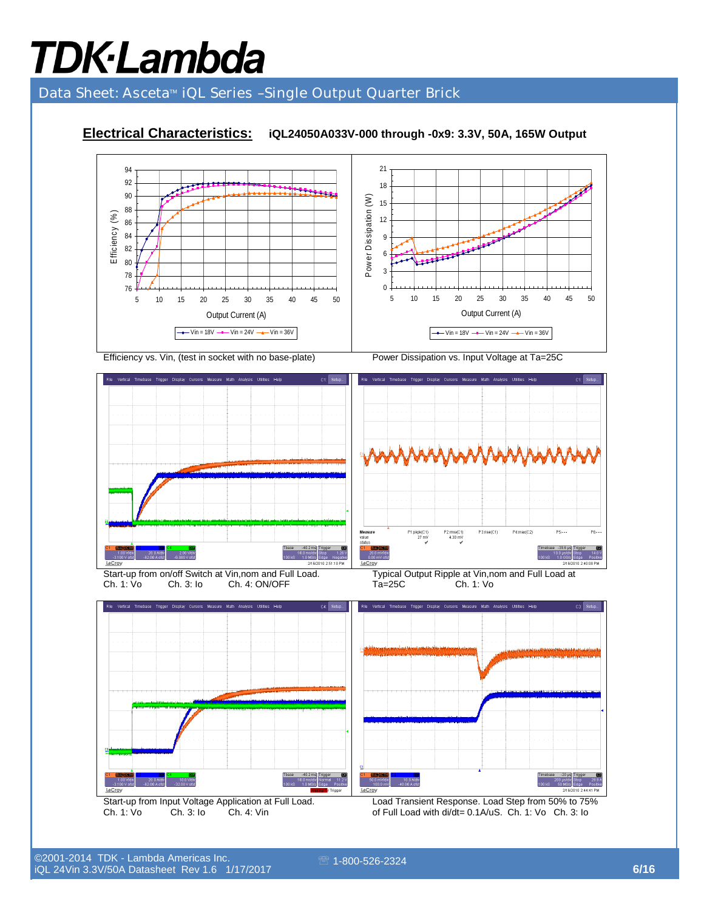## Electrical Characteristics: iQL24050A033V-000 through -0x9: 3.3V, 50A, 165W Output

Efficiency vs. Vin, (test in socket with no base-plate)

Power Dissipation vs. Input Voltage at Ta=25C

Start-up from on/off Switch at Vin,nom and Full Load.
Ch. 1: Vo Ch. 3: Io Ch. 4: ON/OFF

Typical Output Ripple at Vin,nom and Full Load at Ta=25C Ch. 1: Vo

Start-up from Input Voltage Application at Full Load.
Ch. 1: Vo Ch. 3: Io Ch. 4: Vin

Load Transient Response. Load Step from 50% to 75% of Full Load with di/dt= 0.1A/uS. Ch. 1: Vo Ch. 3: Io

©2001-2014 TDK - Lambda Americas Inc.
iQL 24Vin 3.3V/50A Datasheet Rev 1.6 1/17/2017

1-800-526-2324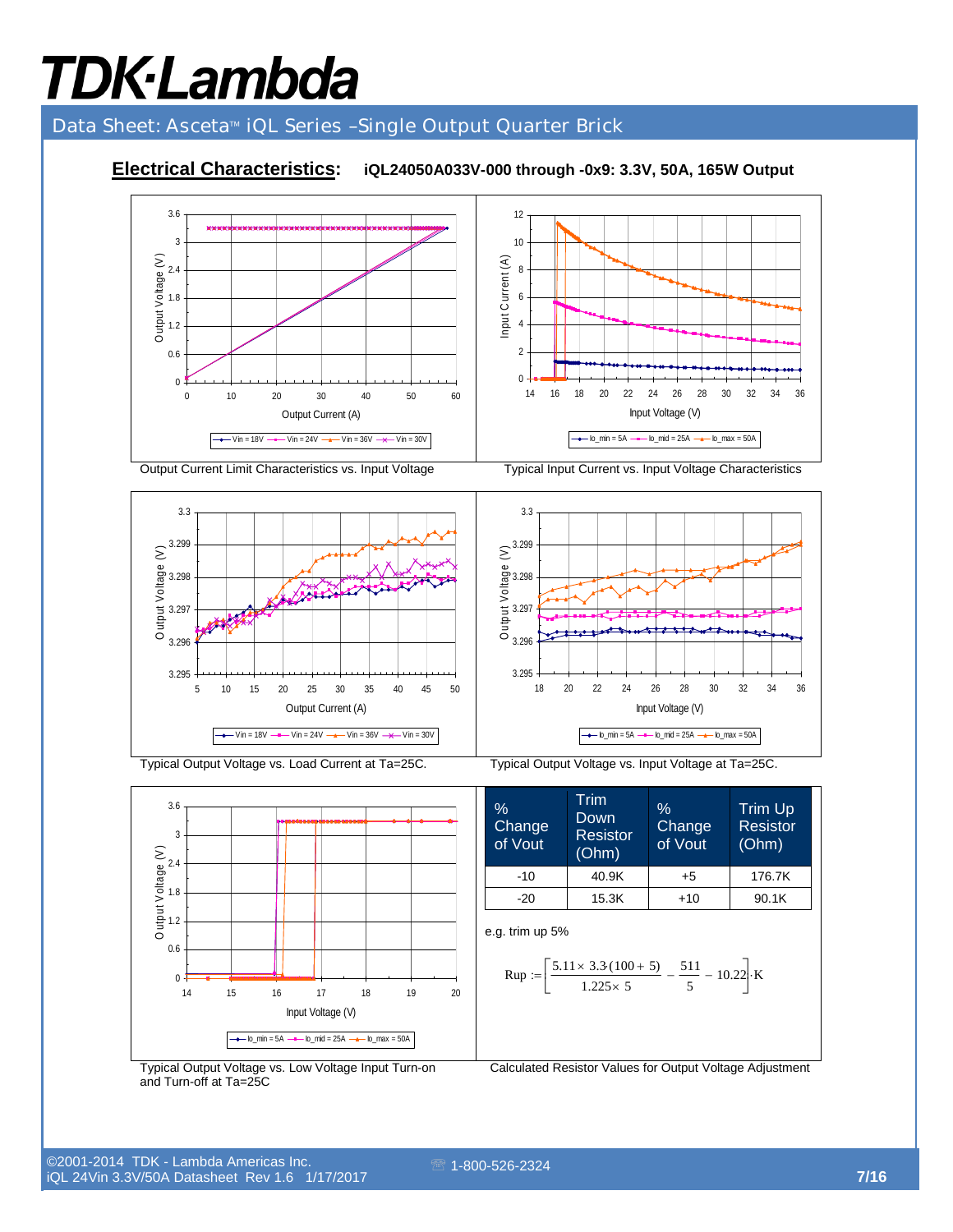## Electrical Characteristics: iQL24050A033V-000 through -0x9: 3.3V, 50A, 165W Output

Output Current Limit Characteristics vs. Input Voltage

Typical Input Current vs. Input Voltage Characteristics

Typical Output Voltage vs. Load Current at Ta=25C.

Typical Output Voltage vs. Input Voltage at Ta=25C.

Typical Output Voltage vs. Low Voltage Input Turn-on and Turn-off at Ta=25C

| % Change of Vout | Trim Down Resistor (Ohm) | % Change of Vout | Trim Up Resistor (Ohm) |
|---|---|---|---|
| -10 | 40.9K | +5 | 176.7K |
| -20 | 15.3K | +10 | 90.1K |

e.g. trim up 5%

$$Rup := \left[\frac{5.11 \times 3.3 \cdot (100 + 5)}{1.225 \times 5} - \frac{511}{5} - 10.22\right] \cdot K$$

Calculated Resistor Values for Output Voltage Adjustment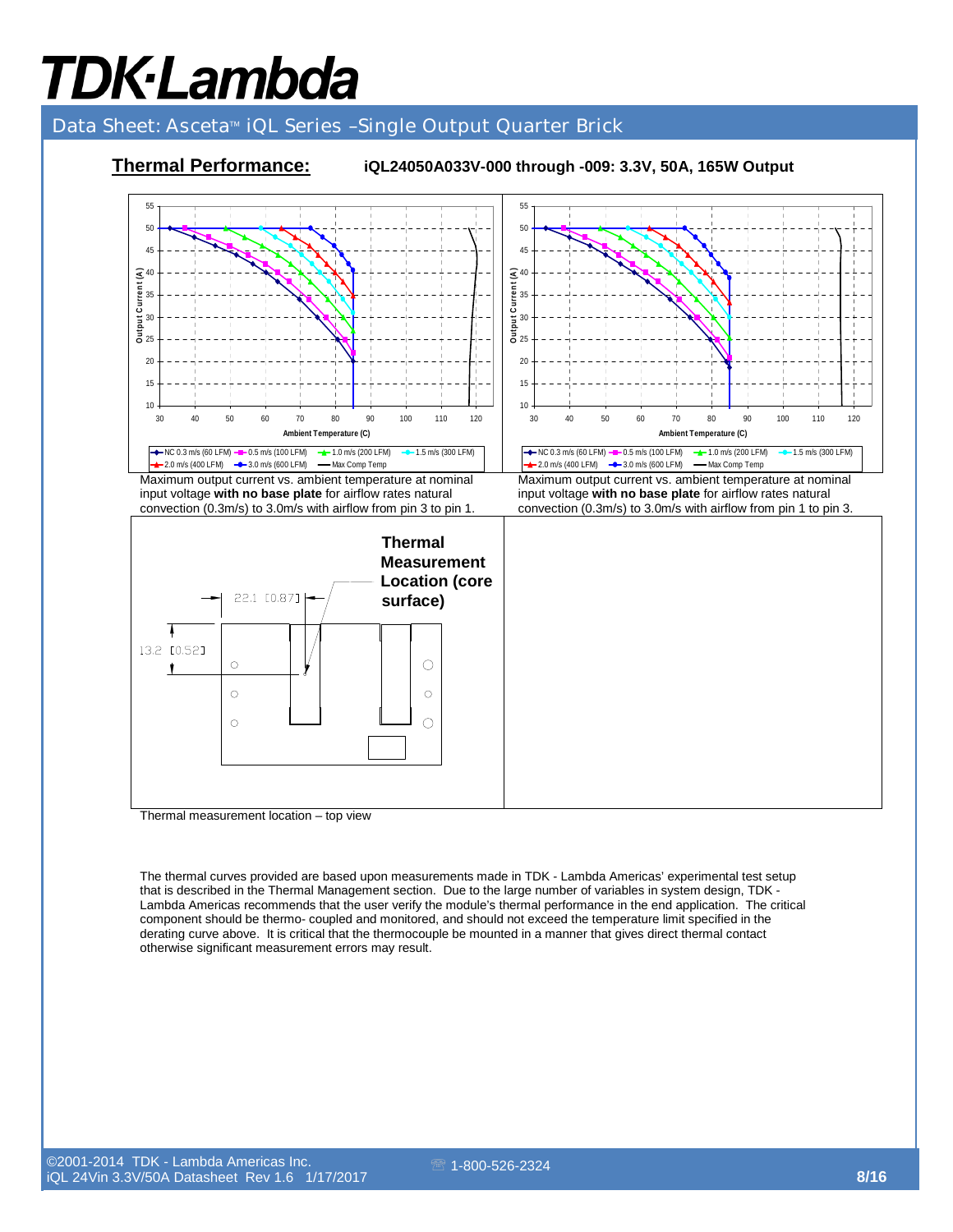## Thermal Performance:

**iQL24050A033V-000 through -009: 3.3V, 50A, 165W Output**

Maximum output current vs. ambient temperature at nominal input voltage **with no base plate** for airflow rates natural convection (0.3m/s) to 3.0m/s with airflow from pin 3 to pin 1.

Maximum output current vs. ambient temperature at nominal input voltage **with no base plate** for airflow rates natural convection (0.3m/s) to 3.0m/s with airflow from pin 1 to pin 3.

Thermal measurement location – top view

The thermal curves provided are based upon measurements made in TDK - Lambda Americas' experimental test setup that is described in the Thermal Management section. Due to the large number of variables in system design, TDK - Lambda Americas recommends that the user verify the module's thermal performance in the end application. The critical component should be thermo- coupled and monitored, and should not exceed the temperature limit specified in the derating curve above. It is critical that the thermocouple be mounted in a manner that gives direct thermal contact otherwise significant measurement errors may result.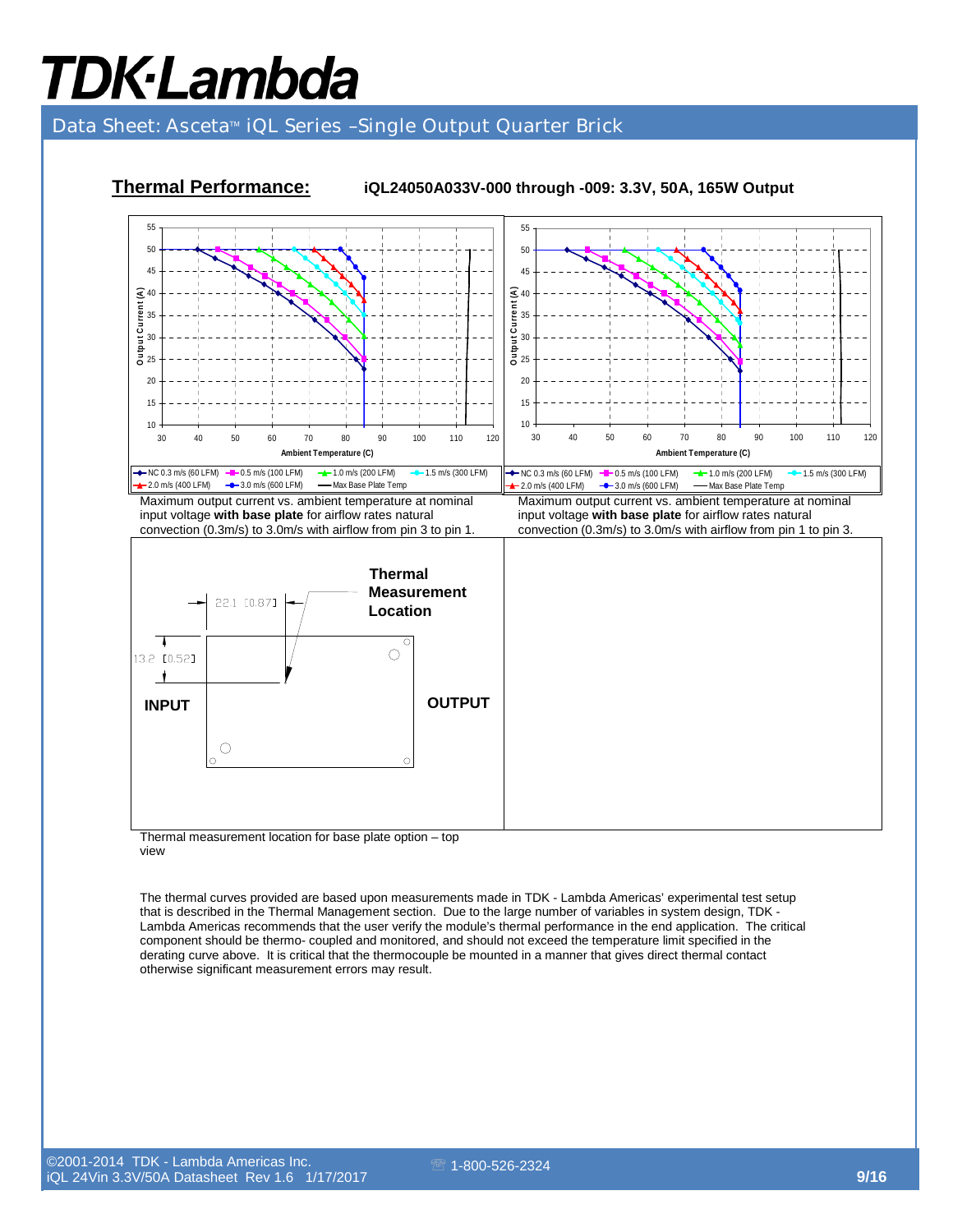## Thermal Performance:

**iQL24050A033V-000 through -009: 3.3V, 50A, 165W Output**

Maximum output current vs. ambient temperature at nominal input voltage **with base plate** for airflow rates natural convection (0.3m/s) to 3.0m/s with airflow from pin 3 to pin 1.

Maximum output current vs. ambient temperature at nominal input voltage **with base plate** for airflow rates natural convection (0.3m/s) to 3.0m/s with airflow from pin 1 to pin 3.

Thermal measurement location for base plate option – top view

The thermal curves provided are based upon measurements made in TDK - Lambda Americas' experimental test setup that is described in the Thermal Management section. Due to the large number of variables in system design, TDK - Lambda Americas recommends that the user verify the module's thermal performance in the end application. The critical component should be thermo- coupled and monitored, and should not exceed the temperature limit specified in the derating curve above. It is critical that the thermocouple be mounted in a manner that gives direct thermal contact otherwise significant measurement errors may result.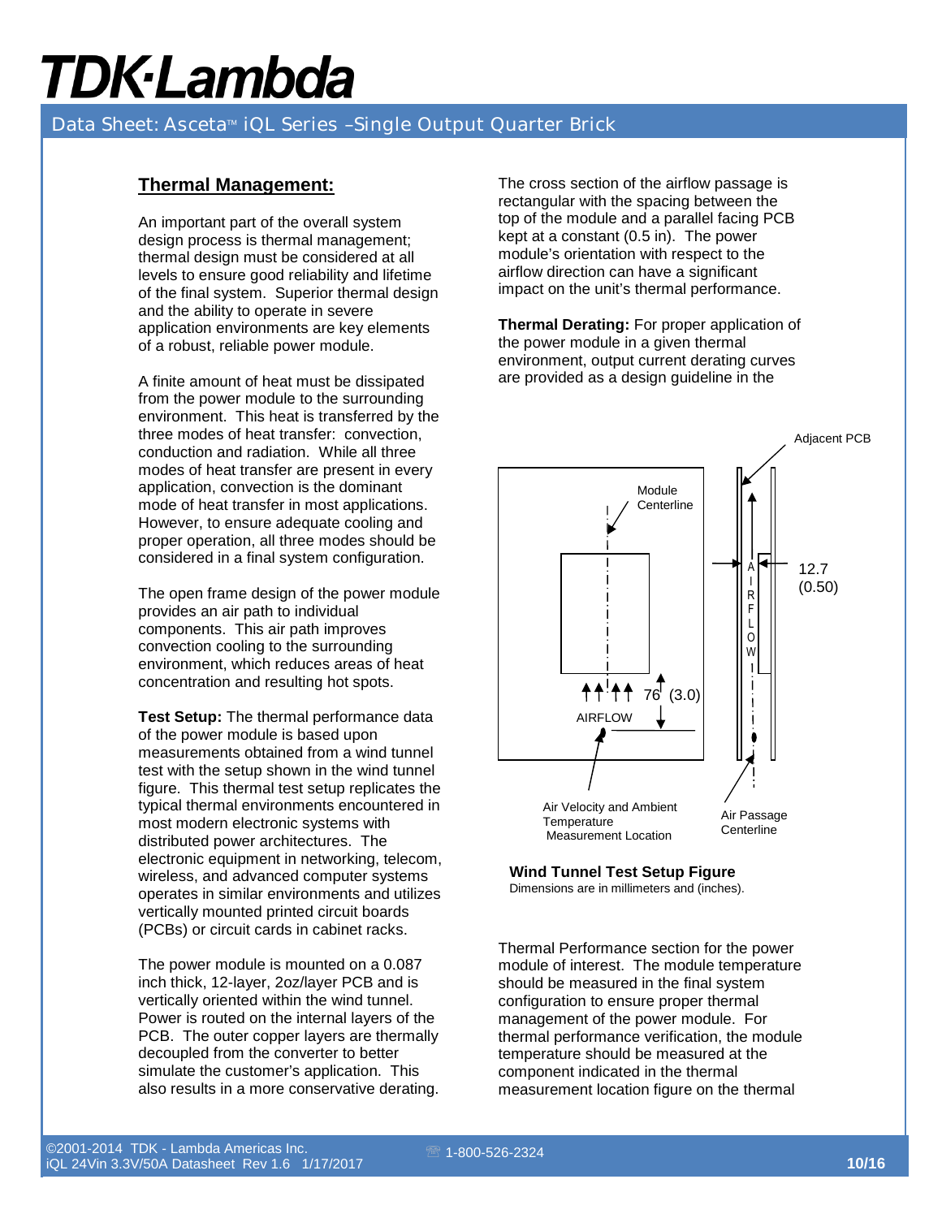## Thermal Management:

An important part of the overall system design process is thermal management; thermal design must be considered at all levels to ensure good reliability and lifetime of the final system. Superior thermal design and the ability to operate in severe application environments are key elements of a robust, reliable power module.

A finite amount of heat must be dissipated from the power module to the surrounding environment. This heat is transferred by the three modes of heat transfer: convection, conduction and radiation. While all three modes of heat transfer are present in every application, convection is the dominant mode of heat transfer in most applications. However, to ensure adequate cooling and proper operation, all three modes should be considered in a final system configuration.

The open frame design of the power module provides an air path to individual components. This air path improves convection cooling to the surrounding environment, which reduces areas of heat concentration and resulting hot spots.

**Test Setup:** The thermal performance data of the power module is based upon measurements obtained from a wind tunnel test with the setup shown in the wind tunnel figure. This thermal test setup replicates the typical thermal environments encountered in most modern electronic systems with distributed power architectures. The electronic equipment in networking, telecom, wireless, and advanced computer systems operates in similar environments and utilizes vertically mounted printed circuit boards (PCBs) or circuit cards in cabinet racks.

The power module is mounted on a 0.087 inch thick, 12-layer, 2oz/layer PCB and is vertically oriented within the wind tunnel. Power is routed on the internal layers of the PCB. The outer copper layers are thermally decoupled from the converter to better simulate the customer's application. This also results in a more conservative derating.

The cross section of the airflow passage is rectangular with the spacing between the top of the module and a parallel facing PCB kept at a constant (0.5 in). The power module's orientation with respect to the airflow direction can have a significant impact on the unit's thermal performance.

**Thermal Derating:** For proper application of the power module in a given thermal environment, output current derating curves are provided as a design guideline in the Thermal Performance section for the power module of interest. The module temperature should be measured in the final system configuration to ensure proper thermal management of the power module. For thermal performance verification, the module temperature should be measured at the component indicated in the thermal measurement location figure on the thermal

Adjacent PCB

Module Centerline

12.7 (0.50)

AIRFLOW

76 (3.0)

AIRFLOW

Air Velocity and Ambient Temperature Measurement Location

Air Passage Centerline

**Wind Tunnel Test Setup Figure**

Dimensions are in millimeters and (inches).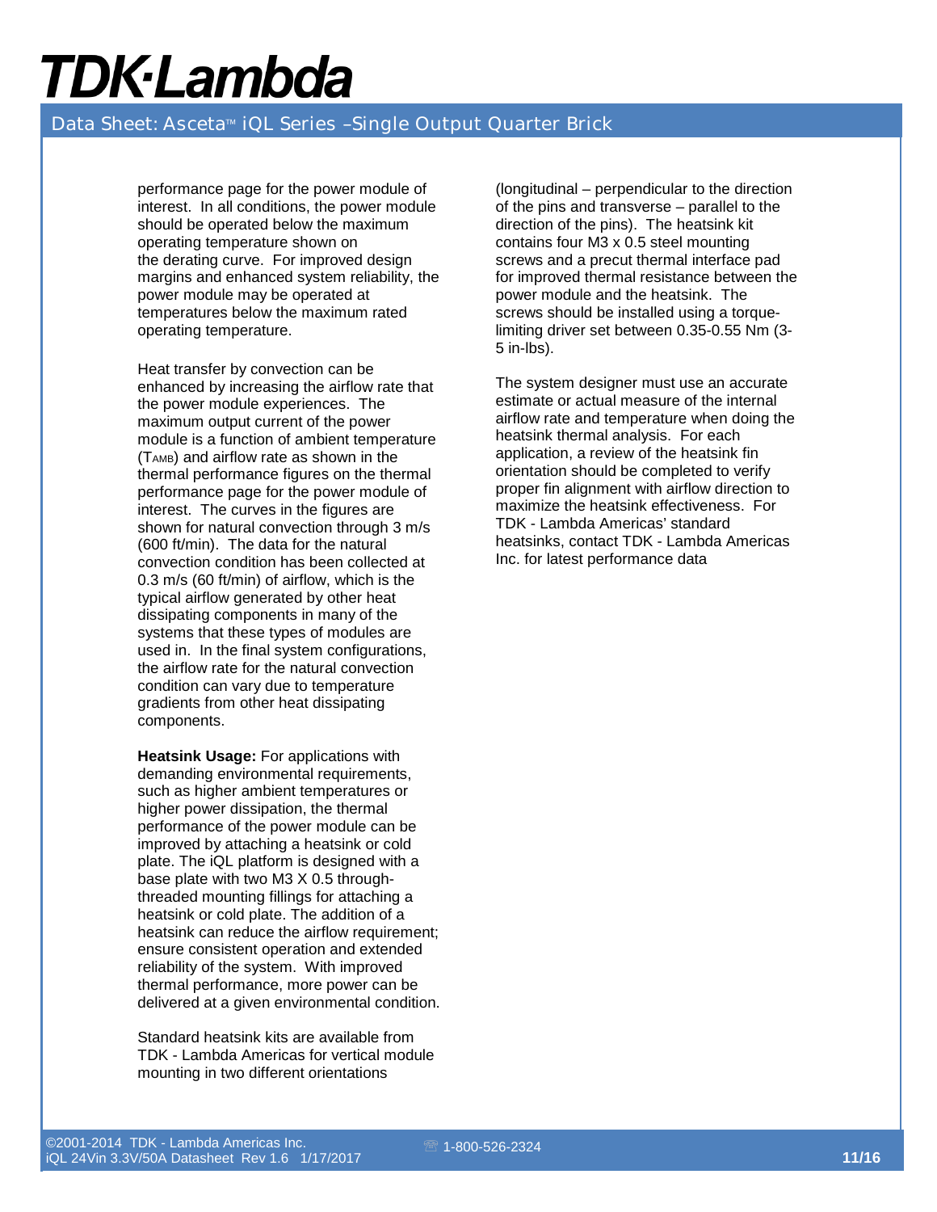performance page for the power module of interest. In all conditions, the power module should be operated below the maximum operating temperature shown on the derating curve. For improved design margins and enhanced system reliability, the power module may be operated at temperatures below the maximum rated operating temperature.

Heat transfer by convection can be enhanced by increasing the airflow rate that the power module experiences. The maximum output current of the power module is a function of ambient temperature ($T_{AMB}$) and airflow rate as shown in the thermal performance figures on the thermal performance page for the power module of interest. The curves in the figures are shown for natural convection through 3 m/s (600 ft/min). The data for the natural convection condition has been collected at 0.3 m/s (60 ft/min) of airflow, which is the typical airflow generated by other heat dissipating components in many of the systems that these types of modules are used in. In the final system configurations, the airflow rate for the natural convection condition can vary due to temperature gradients from other heat dissipating components.

**Heatsink Usage:** For applications with demanding environmental requirements, such as higher ambient temperatures or higher power dissipation, the thermal performance of the power module can be improved by attaching a heatsink or cold plate. The iQL platform is designed with a base plate with two M3 X 0.5 through-threaded mounting fillings for attaching a heatsink or cold plate. The addition of a heatsink can reduce the airflow requirement; ensure consistent operation and extended reliability of the system. With improved thermal performance, more power can be delivered at a given environmental condition.

Standard heatsink kits are available from TDK - Lambda Americas for vertical module mounting in two different orientations (longitudinal – perpendicular to the direction of the pins and transverse – parallel to the direction of the pins). The heatsink kit contains four M3 x 0.5 steel mounting screws and a precut thermal interface pad for improved thermal resistance between the power module and the heatsink. The screws should be installed using a torque-limiting driver set between 0.35-0.55 Nm (3-5 in-lbs).

The system designer must use an accurate estimate or actual measure of the internal airflow rate and temperature when doing the heatsink thermal analysis. For each application, a review of the heatsink fin orientation should be completed to verify proper fin alignment with airflow direction to maximize the heatsink effectiveness. For TDK - Lambda Americas' standard heatsinks, contact TDK - Lambda Americas Inc. for latest performance data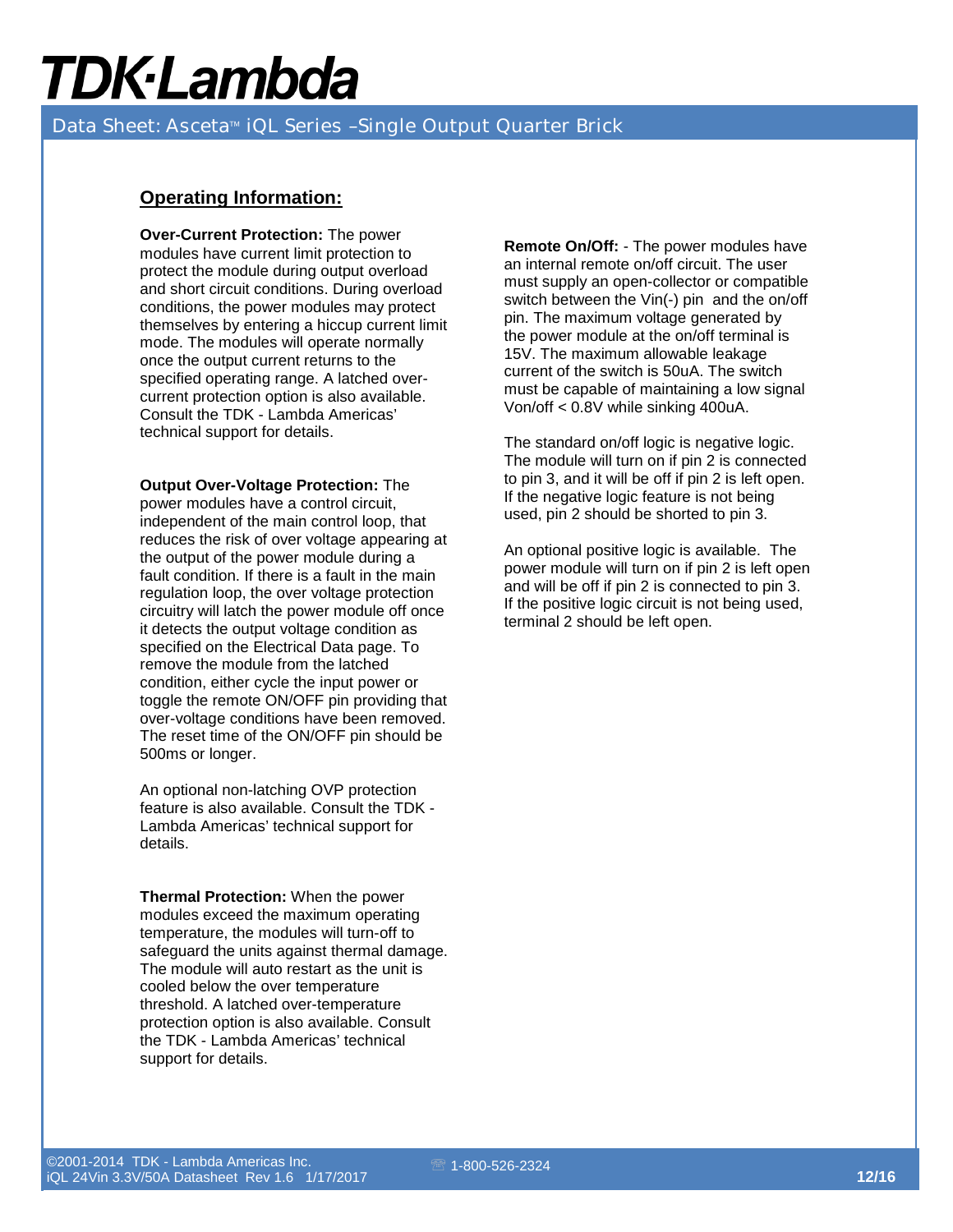## Operating Information:

**Over-Current Protection:** The power modules have current limit protection to protect the module during output overload and short circuit conditions. During overload conditions, the power modules may protect themselves by entering a hiccup current limit mode. The modules will operate normally once the output current returns to the specified operating range. A latched over-current protection option is also available. Consult the TDK - Lambda Americas' technical support for details.

**Output Over-Voltage Protection:** The power modules have a control circuit, independent of the main control loop, that reduces the risk of over voltage appearing at the output of the power module during a fault condition. If there is a fault in the main regulation loop, the over voltage protection circuitry will latch the power module off once it detects the output voltage condition as specified on the Electrical Data page. To remove the module from the latched condition, either cycle the input power or toggle the remote ON/OFF pin providing that over-voltage conditions have been removed. The reset time of the ON/OFF pin should be 500ms or longer.

An optional non-latching OVP protection feature is also available. Consult the TDK - Lambda Americas' technical support for details.

**Thermal Protection:** When the power modules exceed the maximum operating temperature, the modules will turn-off to safeguard the units against thermal damage. The module will auto restart as the unit is cooled below the over temperature threshold. A latched over-temperature protection option is also available. Consult the TDK - Lambda Americas' technical support for details.

**Remote On/Off:** - The power modules have an internal remote on/off circuit. The user must supply an open-collector or compatible switch between the Vin(-) pin and the on/off pin. The maximum voltage generated by the power module at the on/off terminal is 15V. The maximum allowable leakage current of the switch is 50uA. The switch must be capable of maintaining a low signal Von/off < 0.8V while sinking 400uA.

The standard on/off logic is negative logic. The module will turn on if pin 2 is connected to pin 3, and it will be off if pin 2 is left open. If the negative logic feature is not being used, pin 2 should be shorted to pin 3.

An optional positive logic is available. The power module will turn on if pin 2 is left open and will be off if pin 2 is connected to pin 3. If the positive logic circuit is not being used, terminal 2 should be left open.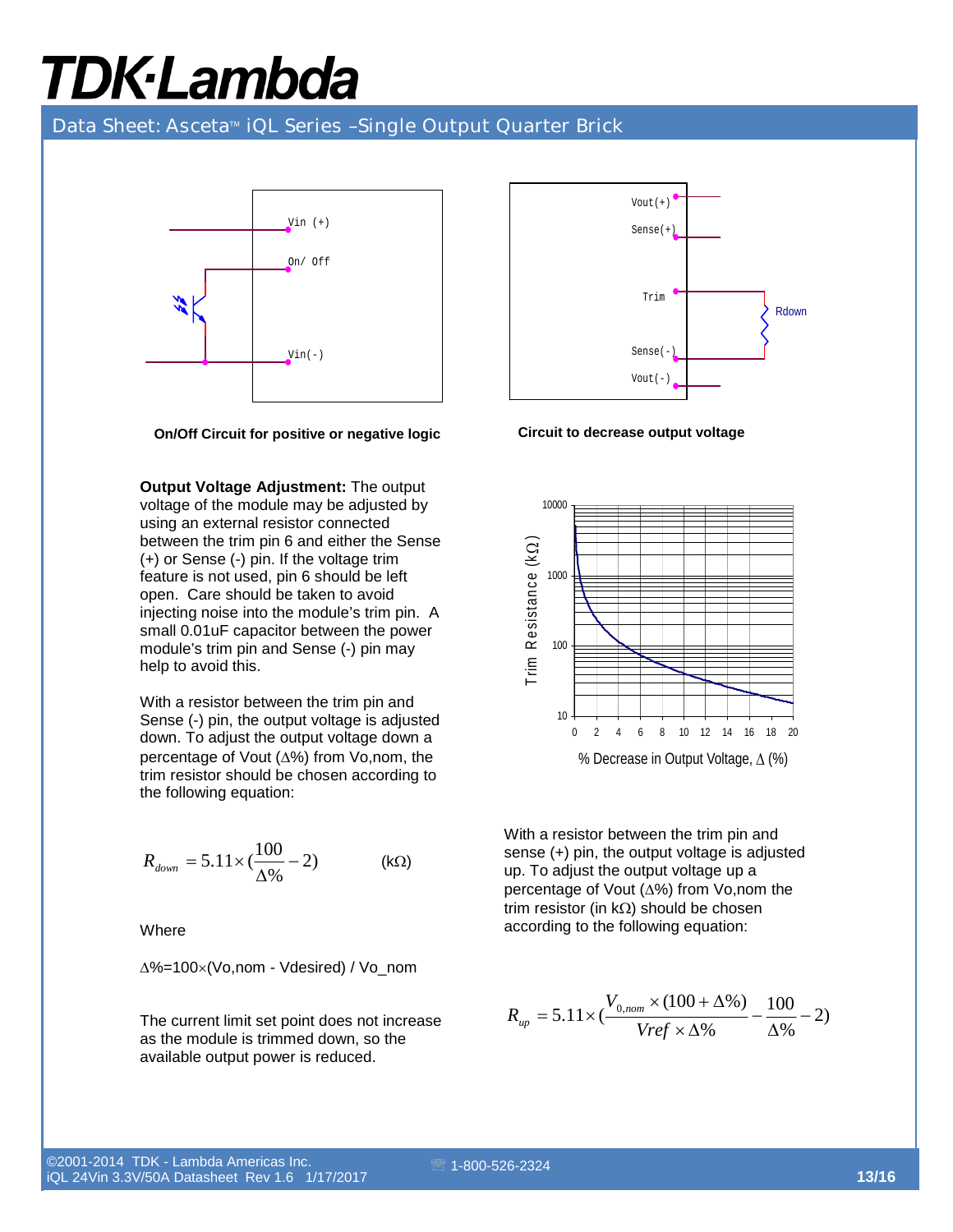On/Off Circuit for positive or negative logic

Circuit to decrease output voltage

**Output Voltage Adjustment:** The output voltage of the module may be adjusted by using an external resistor connected between the trim pin 6 and either the Sense (+) or Sense (-) pin. If the voltage trim feature is not used, pin 6 should be left open. Care should be taken to avoid injecting noise into the module's trim pin. A small 0.01uF capacitor between the power module's trim pin and Sense (-) pin may help to avoid this.

With a resistor between the trim pin and Sense (-) pin, the output voltage is adjusted down. To adjust the output voltage down a percentage of Vout (Δ%) from Vo,nom, the trim resistor should be chosen according to the following equation:

$$R_{down} = 5.11 \times \left(\frac{100}{\Delta\%} - 2\right) \qquad (\text{k}\Omega)$$

Where

Δ%=100×(Vo,nom - Vdesired) / Vo_nom

The current limit set point does not increase as the module is trimmed down, so the available output power is reduced.

With a resistor between the trim pin and sense (+) pin, the output voltage is adjusted up. To adjust the output voltage up a percentage of Vout (Δ%) from Vo,nom the trim resistor (in kΩ) should be chosen according to the following equation:

$$R_{up} = 5.11 \times \left(\frac{V_{0,nom} \times (100 + \Delta\%)}{Vref \times \Delta\%} - \frac{100}{\Delta\%} - 2\right)$$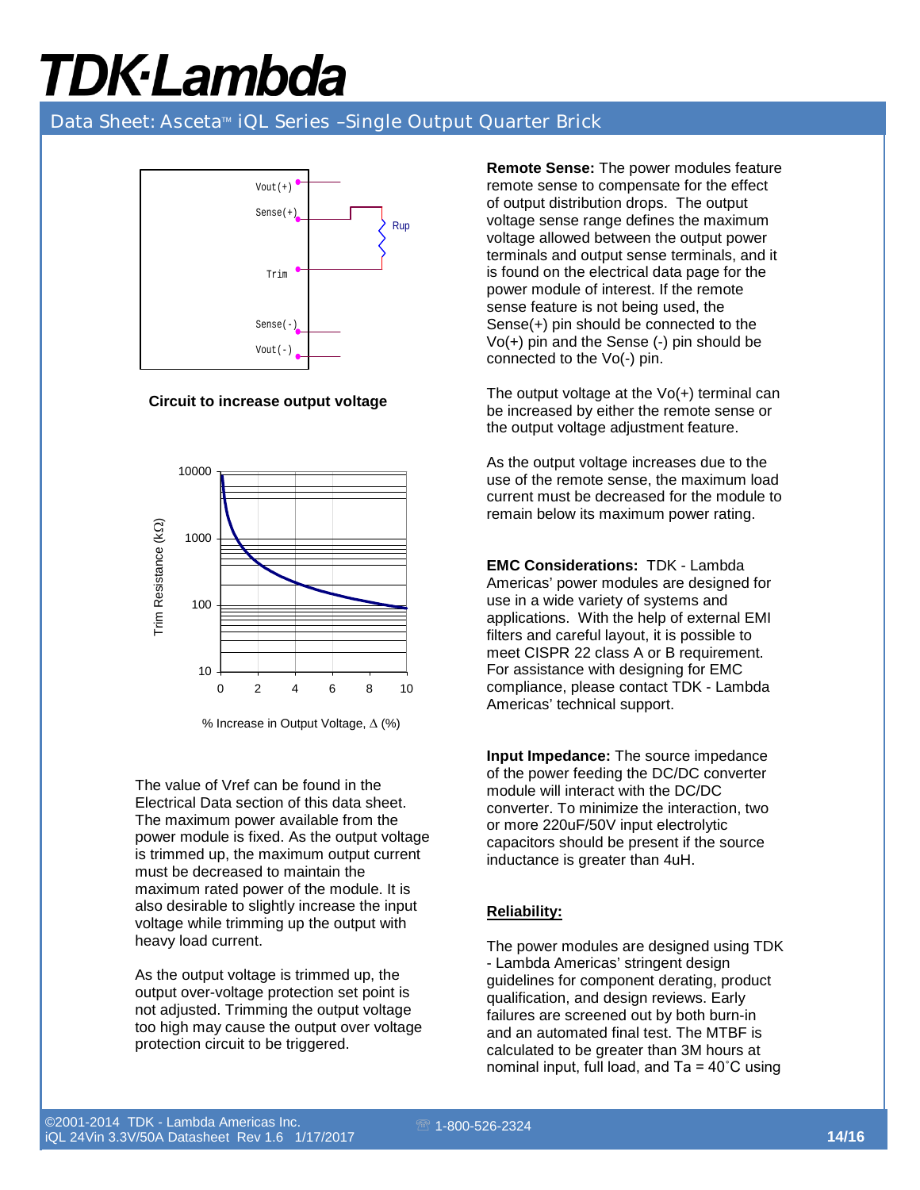Circuit to increase output voltage

% Increase in Output Voltage, Δ (%)

The value of Vref can be found in the Electrical Data section of this data sheet. The maximum power available from the power module is fixed. As the output voltage is trimmed up, the maximum output current must be decreased to maintain the maximum rated power of the module. It is also desirable to slightly increase the input voltage while trimming up the output with heavy load current.

As the output voltage is trimmed up, the output over-voltage protection set point is not adjusted. Trimming the output voltage too high may cause the output over voltage protection circuit to be triggered.

**Remote Sense:** The power modules feature remote sense to compensate for the effect of output distribution drops. The output voltage sense range defines the maximum voltage allowed between the output power terminals and output sense terminals, and it is found on the electrical data page for the power module of interest. If the remote sense feature is not being used, the Sense(+) pin should be connected to the Vo(+) pin and the Sense (-) pin should be connected to the Vo(-) pin.

The output voltage at the Vo(+) terminal can be increased by either the remote sense or the output voltage adjustment feature.

As the output voltage increases due to the use of the remote sense, the maximum load current must be decreased for the module to remain below its maximum power rating.

**EMC Considerations:** TDK - Lambda Americas' power modules are designed for use in a wide variety of systems and applications. With the help of external EMI filters and careful layout, it is possible to meet CISPR 22 class A or B requirement. For assistance with designing for EMC compliance, please contact TDK - Lambda Americas' technical support.

**Input Impedance:** The source impedance of the power feeding the DC/DC converter module will interact with the DC/DC converter. To minimize the interaction, two or more 220uF/50V input electrolytic capacitors should be present if the source inductance is greater than 4uH.

## Reliability:

The power modules are designed using TDK - Lambda Americas' stringent design guidelines for component derating, product qualification, and design reviews. Early failures are screened out by both burn-in and an automated final test. The MTBF is calculated to be greater than 3M hours at nominal input, full load, and Ta = 40˚C using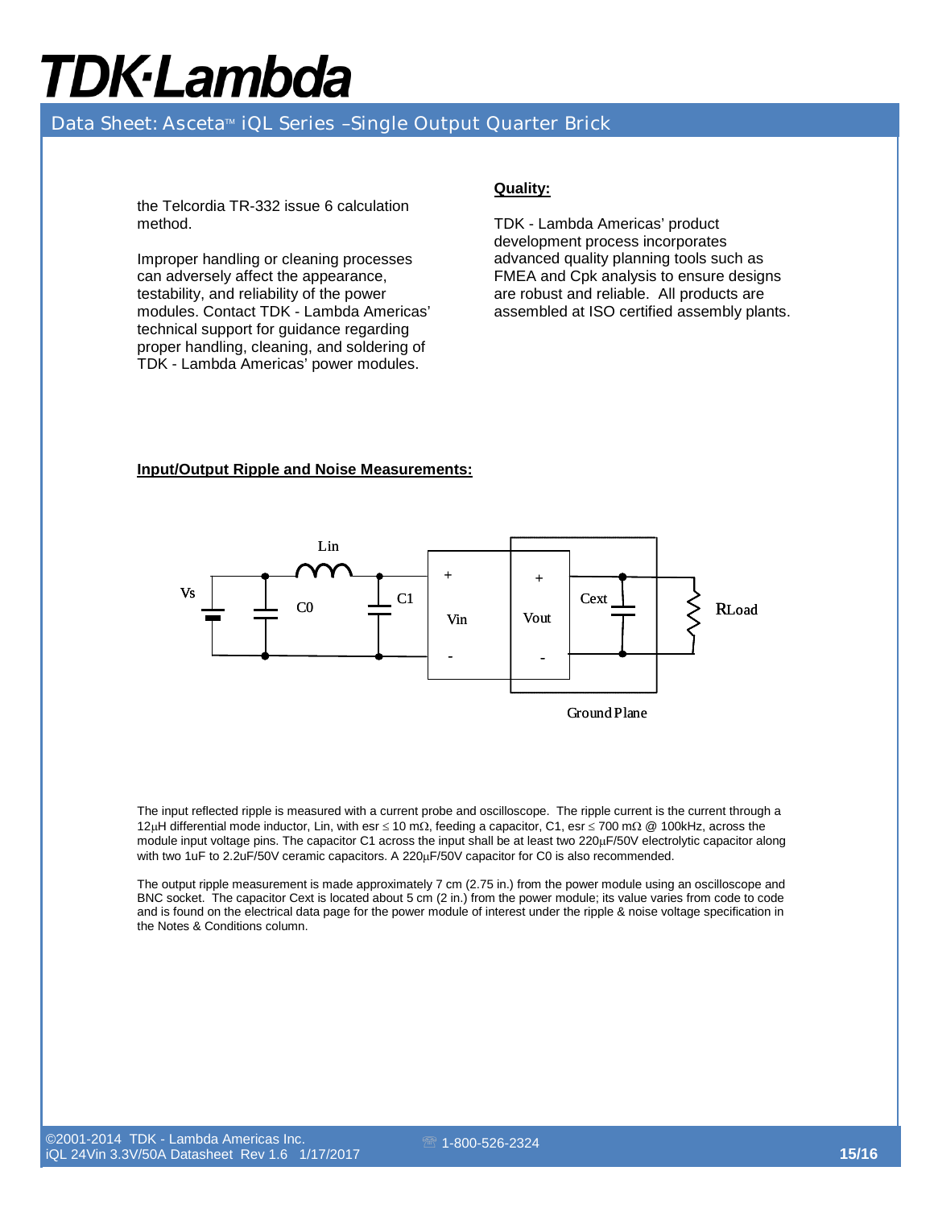the Telcordia TR-332 issue 6 calculation method.

Improper handling or cleaning processes can adversely affect the appearance, testability, and reliability of the power modules. Contact TDK - Lambda Americas' technical support for guidance regarding proper handling, cleaning, and soldering of TDK - Lambda Americas' power modules.

**Quality:**

TDK - Lambda Americas' product development process incorporates advanced quality planning tools such as FMEA and Cpk analysis to ensure designs are robust and reliable. All products are assembled at ISO certified assembly plants.

**Input/Output Ripple and Noise Measurements:**

Lin

Vs C0 C1 + Vin - + Vout - Cext RLoad

Ground Plane

The input reflected ripple is measured with a current probe and oscilloscope. The ripple current is the current through a 12μH differential mode inductor, Lin, with esr ≤ 10 mΩ, feeding a capacitor, C1, esr ≤ 700 mΩ @ 100kHz, across the module input voltage pins. The capacitor C1 across the input shall be at least two 220μF/50V electrolytic capacitor along with two 1uF to 2.2uF/50V ceramic capacitors. A 220μF/50V capacitor for C0 is also recommended.

The output ripple measurement is made approximately 7 cm (2.75 in.) from the power module using an oscilloscope and BNC socket. The capacitor Cext is located about 5 cm (2 in.) from the power module; its value varies from code to code and is found on the electrical data page for the power module of interest under the ripple & noise voltage specification in the Notes & Conditions column.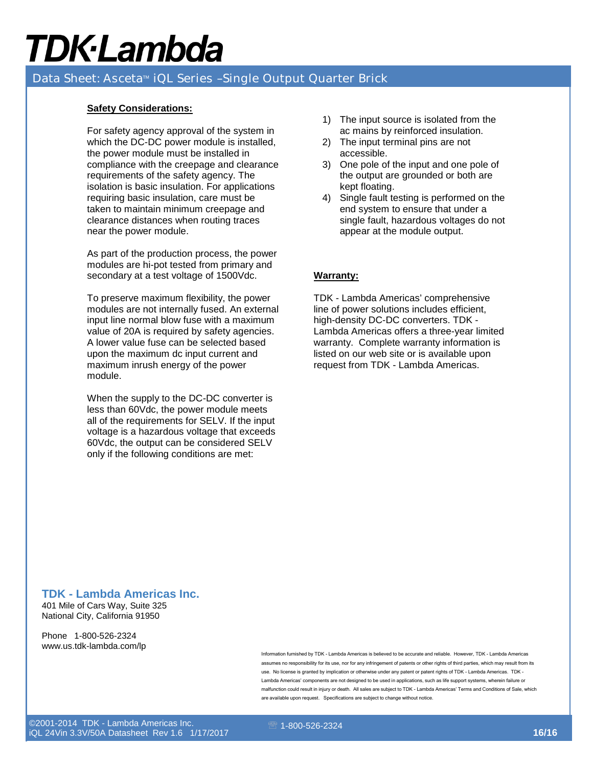## Safety Considerations:

For safety agency approval of the system in which the DC-DC power module is installed, the power module must be installed in compliance with the creepage and clearance requirements of the safety agency. The isolation is basic insulation. For applications requiring basic insulation, care must be taken to maintain minimum creepage and clearance distances when routing traces near the power module.

As part of the production process, the power modules are hi-pot tested from primary and secondary at a test voltage of 1500Vdc.

To preserve maximum flexibility, the power modules are not internally fused. An external input line normal blow fuse with a maximum value of 20A is required by safety agencies. A lower value fuse can be selected based upon the maximum dc input current and maximum inrush energy of the power module.

When the supply to the DC-DC converter is less than 60Vdc, the power module meets all of the requirements for SELV. If the input voltage is a hazardous voltage that exceeds 60Vdc, the output can be considered SELV only if the following conditions are met:

1) The input source is isolated from the ac mains by reinforced insulation.
2) The input terminal pins are not accessible.
3) One pole of the input and one pole of the output are grounded or both are kept floating.
4) Single fault testing is performed on the end system to ensure that under a single fault, hazardous voltages do not appear at the module output.

## Warranty:

TDK - Lambda Americas' comprehensive line of power solutions includes efficient, high-density DC-DC converters. TDK - Lambda Americas offers a three-year limited warranty. Complete warranty information is listed on our web site or is available upon request from TDK - Lambda Americas.

**TDK - Lambda Americas Inc.**
401 Mile of Cars Way, Suite 325
National City, California 91950

Phone 1-800-526-2324
www.us.tdk-lambda.com/lp

Information furnished by TDK - Lambda Americas is believed to be accurate and reliable. However, TDK - Lambda Americas assumes no responsibility for its use, nor for any infringement of patents or other rights of third parties, which may result from its use. No license is granted by implication or otherwise under any patent or patent rights of TDK - Lambda Americas. TDK - Lambda Americas' components are not designed to be used in applications, such as life support systems, wherein failure or malfunction could result in injury or death. All sales are subject to TDK - Lambda Americas' Terms and Conditions of Sale, which are available upon request. Specifications are subject to change without notice.